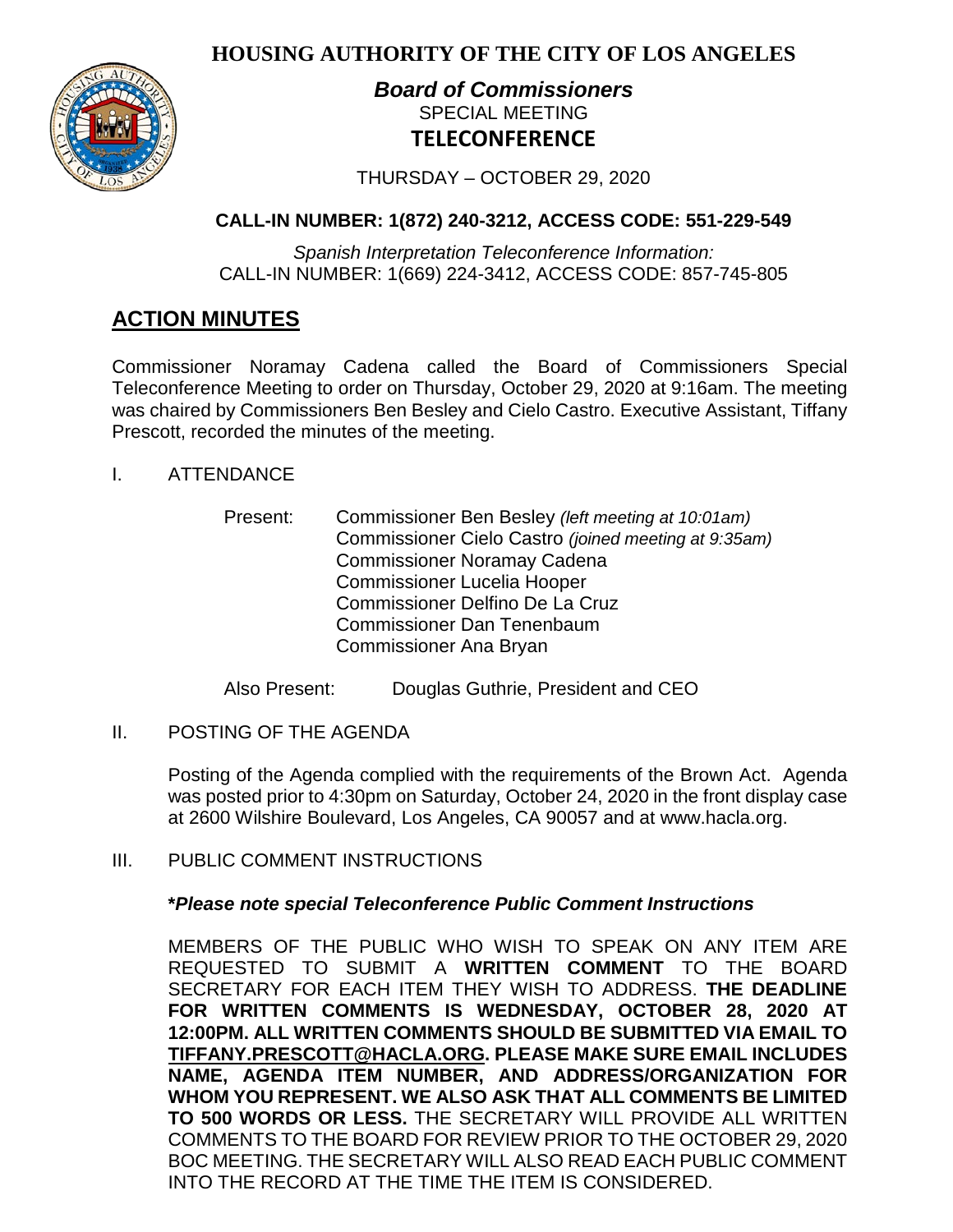# HOUSING AUTHORITY OF THE CITY OF LOS ANGELES

***Board of Commissioners***

SPECIAL MEETING

**TELECONFERENCE**

THURSDAY – OCTOBER 29, 2020

**CALL-IN NUMBER: 1(872) 240-3212, ACCESS CODE: 551-229-549**

*Spanish Interpretation Teleconference Information:*
CALL-IN NUMBER: 1(669) 224-3412, ACCESS CODE: 857-745-805

## ACTION MINUTES

Commissioner Noramay Cadena called the Board of Commissioners Special Teleconference Meeting to order on Thursday, October 29, 2020 at 9:16am. The meeting was chaired by Commissioners Ben Besley and Cielo Castro. Executive Assistant, Tiffany Prescott, recorded the minutes of the meeting.

I. ATTENDANCE

Present:
- Commissioner Ben Besley *(left meeting at 10:01am)*
- Commissioner Cielo Castro *(joined meeting at 9:35am)*
- Commissioner Noramay Cadena
- Commissioner Lucelia Hooper
- Commissioner Delfino De La Cruz
- Commissioner Dan Tenenbaum
- Commissioner Ana Bryan

Also Present: Douglas Guthrie, President and CEO

II. POSTING OF THE AGENDA

Posting of the Agenda complied with the requirements of the Brown Act. Agenda was posted prior to 4:30pm on Saturday, October 24, 2020 in the front display case at 2600 Wilshire Boulevard, Los Angeles, CA 90057 and at www.hacla.org.

III. PUBLIC COMMENT INSTRUCTIONS

***Please note special Teleconference Public Comment Instructions**

MEMBERS OF THE PUBLIC WHO WISH TO SPEAK ON ANY ITEM ARE REQUESTED TO SUBMIT A **WRITTEN COMMENT** TO THE BOARD SECRETARY FOR EACH ITEM THEY WISH TO ADDRESS. **THE DEADLINE FOR WRITTEN COMMENTS IS WEDNESDAY, OCTOBER 28, 2020 AT 12:00PM. ALL WRITTEN COMMENTS SHOULD BE SUBMITTED VIA EMAIL TO TIFFANY.PRESCOTT@HACLA.ORG. PLEASE MAKE SURE EMAIL INCLUDES NAME, AGENDA ITEM NUMBER, AND ADDRESS/ORGANIZATION FOR WHOM YOU REPRESENT. WE ALSO ASK THAT ALL COMMENTS BE LIMITED TO 500 WORDS OR LESS.** THE SECRETARY WILL PROVIDE ALL WRITTEN COMMENTS TO THE BOARD FOR REVIEW PRIOR TO THE OCTOBER 29, 2020 BOC MEETING. THE SECRETARY WILL ALSO READ EACH PUBLIC COMMENT INTO THE RECORD AT THE TIME THE ITEM IS CONSIDERED.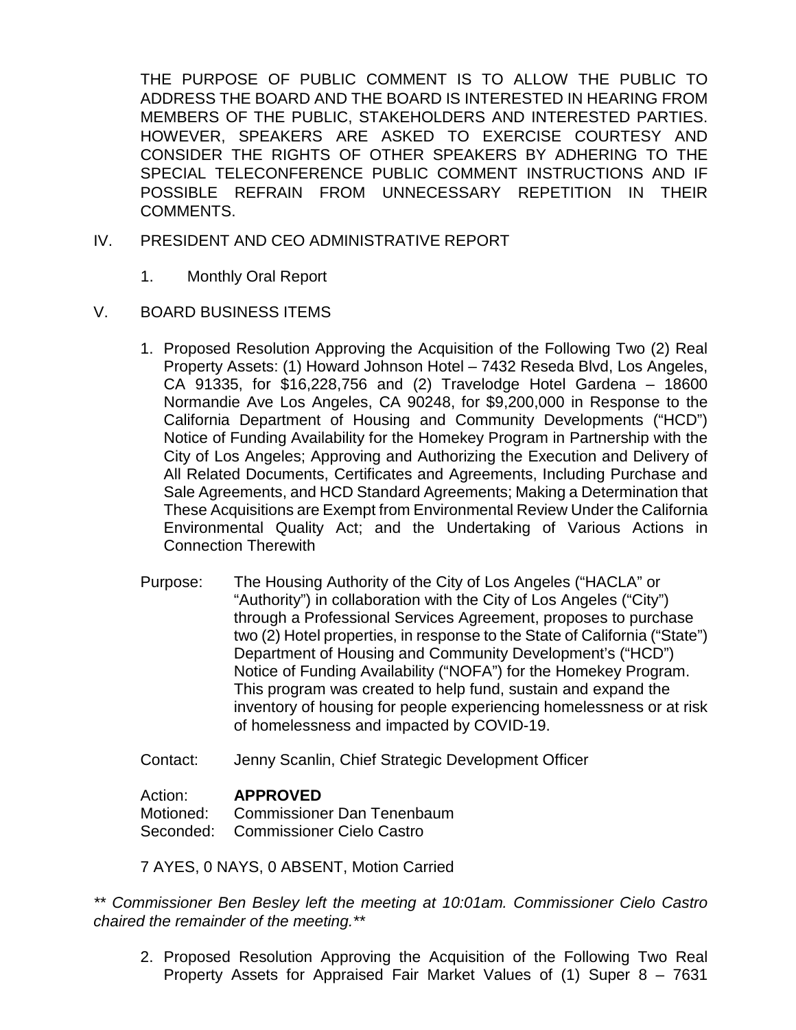THE PURPOSE OF PUBLIC COMMENT IS TO ALLOW THE PUBLIC TO ADDRESS THE BOARD AND THE BOARD IS INTERESTED IN HEARING FROM MEMBERS OF THE PUBLIC, STAKEHOLDERS AND INTERESTED PARTIES. HOWEVER, SPEAKERS ARE ASKED TO EXERCISE COURTESY AND CONSIDER THE RIGHTS OF OTHER SPEAKERS BY ADHERING TO THE SPECIAL TELECONFERENCE PUBLIC COMMENT INSTRUCTIONS AND IF POSSIBLE REFRAIN FROM UNNECESSARY REPETITION IN THEIR COMMENTS.

IV. PRESIDENT AND CEO ADMINISTRATIVE REPORT

1. Monthly Oral Report

V. BOARD BUSINESS ITEMS

1. Proposed Resolution Approving the Acquisition of the Following Two (2) Real Property Assets: (1) Howard Johnson Hotel – 7432 Reseda Blvd, Los Angeles, CA 91335, for $16,228,756 and (2) Travelodge Hotel Gardena – 18600 Normandie Ave Los Angeles, CA 90248, for $9,200,000 in Response to the California Department of Housing and Community Developments ("HCD") Notice of Funding Availability for the Homekey Program in Partnership with the City of Los Angeles; Approving and Authorizing the Execution and Delivery of All Related Documents, Certificates and Agreements, Including Purchase and Sale Agreements, and HCD Standard Agreements; Making a Determination that These Acquisitions are Exempt from Environmental Review Under the California Environmental Quality Act; and the Undertaking of Various Actions in Connection Therewith

Purpose: The Housing Authority of the City of Los Angeles ("HACLA" or "Authority") in collaboration with the City of Los Angeles ("City") through a Professional Services Agreement, proposes to purchase two (2) Hotel properties, in response to the State of California ("State") Department of Housing and Community Development's ("HCD") Notice of Funding Availability ("NOFA") for the Homekey Program. This program was created to help fund, sustain and expand the inventory of housing for people experiencing homelessness or at risk of homelessness and impacted by COVID-19.

Contact: Jenny Scanlin, Chief Strategic Development Officer

Action: **APPROVED**
Motioned: Commissioner Dan Tenenbaum
Seconded: Commissioner Cielo Castro

7 AYES, 0 NAYS, 0 ABSENT, Motion Carried

*\*\* Commissioner Ben Besley left the meeting at 10:01am. Commissioner Cielo Castro chaired the remainder of the meeting.\*\**

2. Proposed Resolution Approving the Acquisition of the Following Two Real Property Assets for Appraised Fair Market Values of (1) Super 8 – 7631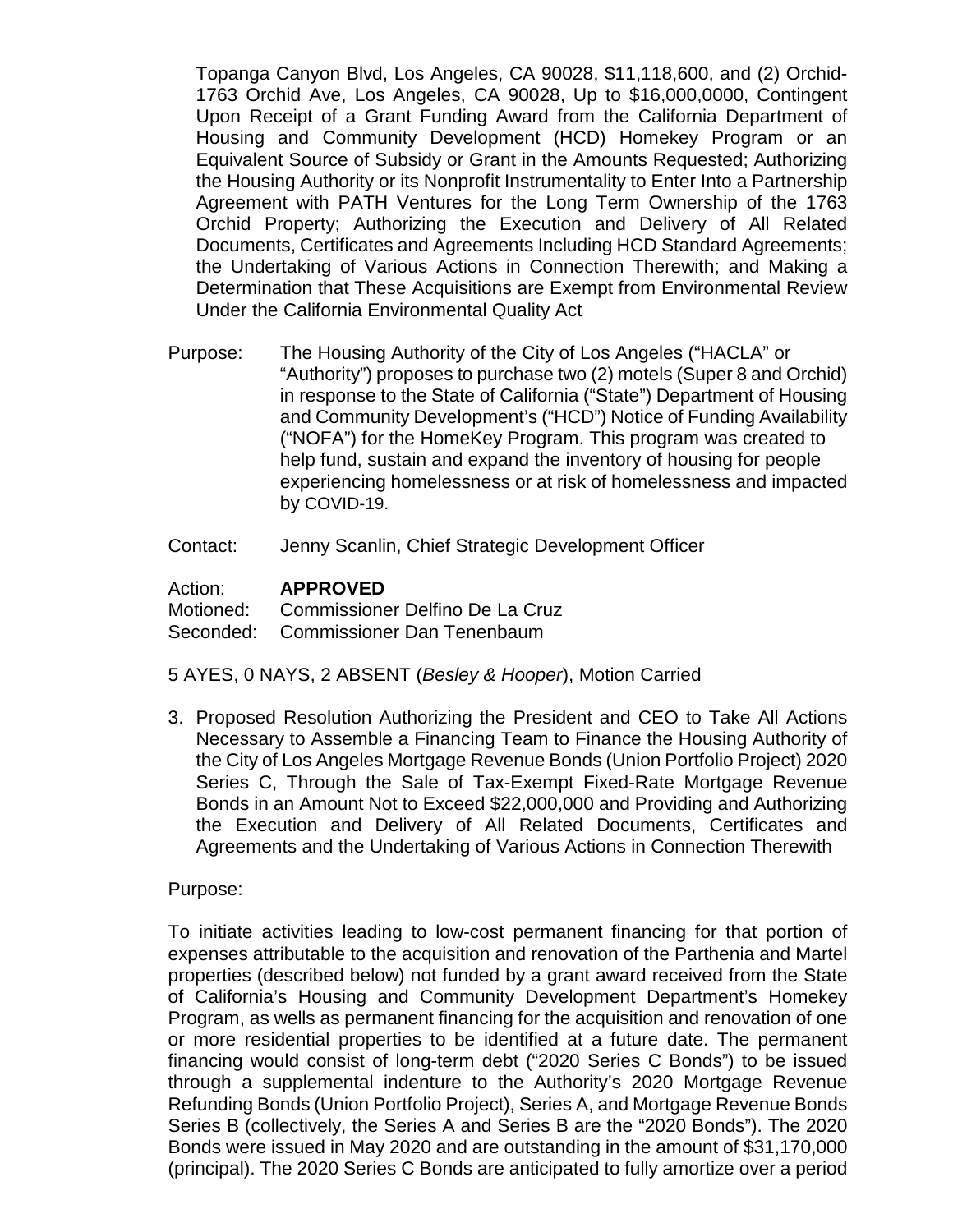Topanga Canyon Blvd, Los Angeles, CA 90028, $11,118,600, and (2) Orchid-1763 Orchid Ave, Los Angeles, CA 90028, Up to $16,000,0000, Contingent Upon Receipt of a Grant Funding Award from the California Department of Housing and Community Development (HCD) Homekey Program or an Equivalent Source of Subsidy or Grant in the Amounts Requested; Authorizing the Housing Authority or its Nonprofit Instrumentality to Enter Into a Partnership Agreement with PATH Ventures for the Long Term Ownership of the 1763 Orchid Property; Authorizing the Execution and Delivery of All Related Documents, Certificates and Agreements Including HCD Standard Agreements; the Undertaking of Various Actions in Connection Therewith; and Making a Determination that These Acquisitions are Exempt from Environmental Review Under the California Environmental Quality Act

Purpose: The Housing Authority of the City of Los Angeles ("HACLA" or "Authority") proposes to purchase two (2) motels (Super 8 and Orchid) in response to the State of California ("State") Department of Housing and Community Development's ("HCD") Notice of Funding Availability ("NOFA") for the HomeKey Program. This program was created to help fund, sustain and expand the inventory of housing for people experiencing homelessness or at risk of homelessness and impacted by COVID-19.

Contact: Jenny Scanlin, Chief Strategic Development Officer

Action: **APPROVED**
Motioned: Commissioner Delfino De La Cruz
Seconded: Commissioner Dan Tenenbaum

5 AYES, 0 NAYS, 2 ABSENT (*Besley & Hooper*), Motion Carried

3. Proposed Resolution Authorizing the President and CEO to Take All Actions Necessary to Assemble a Financing Team to Finance the Housing Authority of the City of Los Angeles Mortgage Revenue Bonds (Union Portfolio Project) 2020 Series C, Through the Sale of Tax-Exempt Fixed-Rate Mortgage Revenue Bonds in an Amount Not to Exceed $22,000,000 and Providing and Authorizing the Execution and Delivery of All Related Documents, Certificates and Agreements and the Undertaking of Various Actions in Connection Therewith

Purpose:

To initiate activities leading to low-cost permanent financing for that portion of expenses attributable to the acquisition and renovation of the Parthenia and Martel properties (described below) not funded by a grant award received from the State of California's Housing and Community Development Department's Homekey Program, as well as permanent financing for the acquisition and renovation of one or more residential properties to be identified at a future date. The permanent financing would consist of long-term debt ("2020 Series C Bonds") to be issued through a supplemental indenture to the Authority's 2020 Mortgage Revenue Refunding Bonds (Union Portfolio Project), Series A, and Mortgage Revenue Bonds Series B (collectively, the Series A and Series B are the "2020 Bonds"). The 2020 Bonds were issued in May 2020 and are outstanding in the amount of $31,170,000 (principal). The 2020 Series C Bonds are anticipated to fully amortize over a period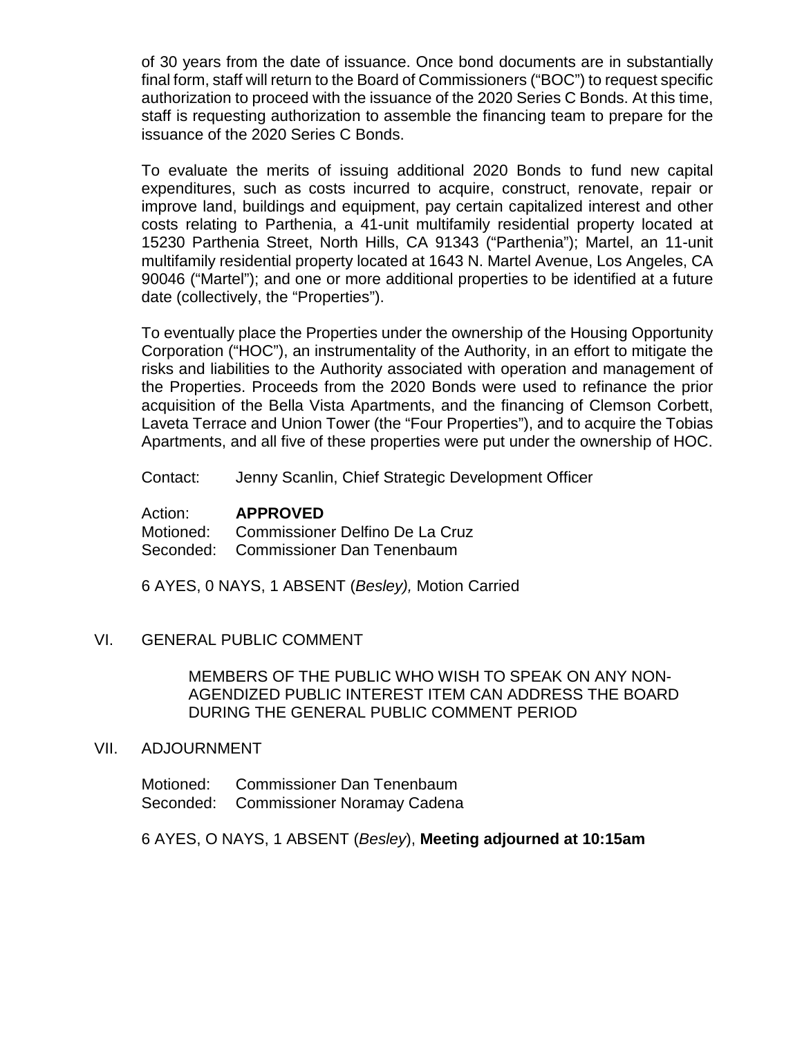of 30 years from the date of issuance. Once bond documents are in substantially final form, staff will return to the Board of Commissioners ("BOC") to request specific authorization to proceed with the issuance of the 2020 Series C Bonds. At this time, staff is requesting authorization to assemble the financing team to prepare for the issuance of the 2020 Series C Bonds.

To evaluate the merits of issuing additional 2020 Bonds to fund new capital expenditures, such as costs incurred to acquire, construct, renovate, repair or improve land, buildings and equipment, pay certain capitalized interest and other costs relating to Parthenia, a 41-unit multifamily residential property located at 15230 Parthenia Street, North Hills, CA 91343 ("Parthenia"); Martel, an 11-unit multifamily residential property located at 1643 N. Martel Avenue, Los Angeles, CA 90046 ("Martel"); and one or more additional properties to be identified at a future date (collectively, the "Properties").

To eventually place the Properties under the ownership of the Housing Opportunity Corporation ("HOC"), an instrumentality of the Authority, in an effort to mitigate the risks and liabilities to the Authority associated with operation and management of the Properties. Proceeds from the 2020 Bonds were used to refinance the prior acquisition of the Bella Vista Apartments, and the financing of Clemson Corbett, Laveta Terrace and Union Tower (the "Four Properties"), and to acquire the Tobias Apartments, and all five of these properties were put under the ownership of HOC.

Contact: Jenny Scanlin, Chief Strategic Development Officer

Action: **APPROVED**
Motioned: Commissioner Delfino De La Cruz
Seconded: Commissioner Dan Tenenbaum

6 AYES, 0 NAYS, 1 ABSENT (*Besley),* Motion Carried

## VI. GENERAL PUBLIC COMMENT

MEMBERS OF THE PUBLIC WHO WISH TO SPEAK ON ANY NON-AGENDIZED PUBLIC INTEREST ITEM CAN ADDRESS THE BOARD DURING THE GENERAL PUBLIC COMMENT PERIOD

## VII. ADJOURNMENT

Motioned: Commissioner Dan Tenenbaum
Seconded: Commissioner Noramay Cadena

6 AYES, O NAYS, 1 ABSENT (*Besley*), **Meeting adjourned at 10:15am**